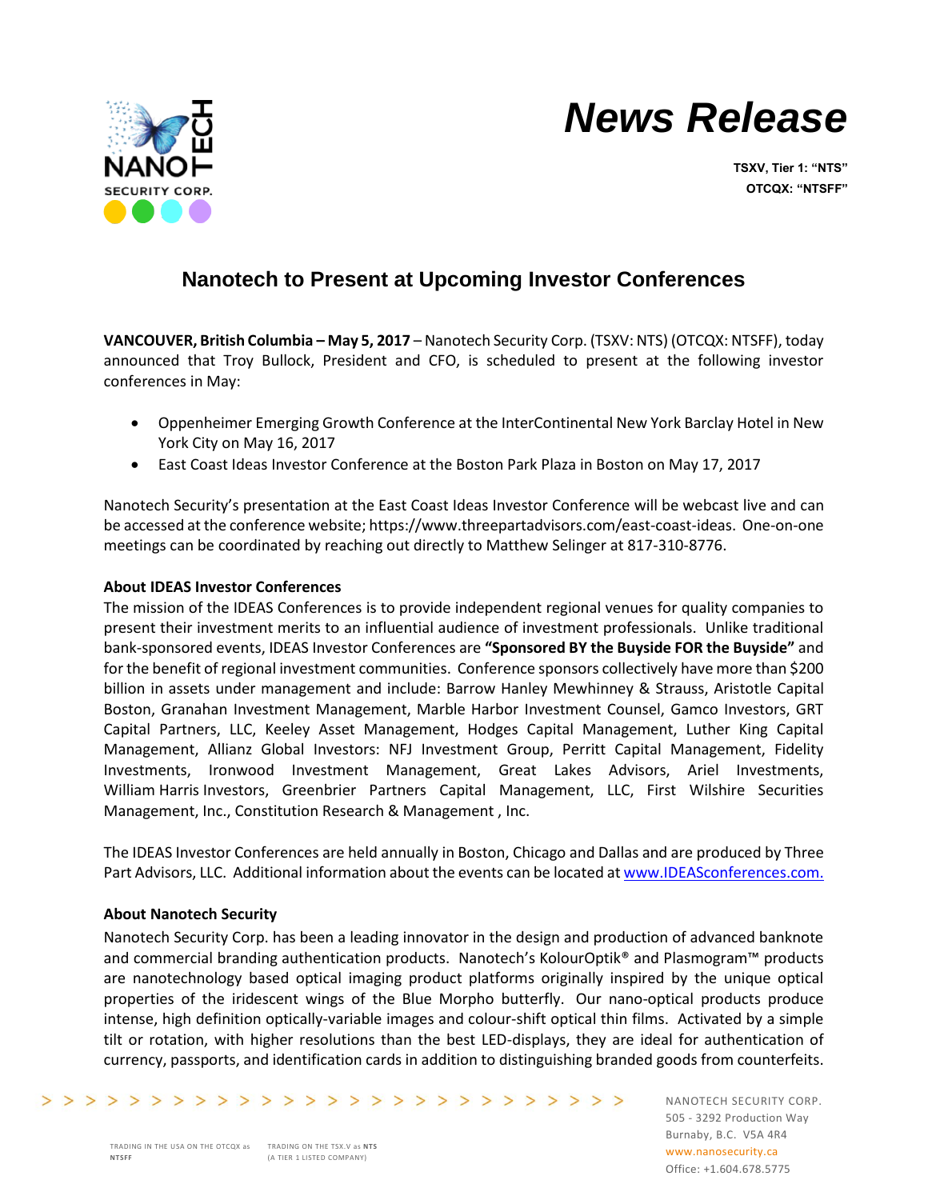# News Release

**TSXV, Tier 1: "NTS"**
**OTCQX: "NTSFF"**

## Nanotech to Present at Upcoming Investor Conferences

**VANCOUVER, British Columbia – May 5, 2017** – Nanotech Security Corp. (TSXV: NTS) (OTCQX: NTSFF), today announced that Troy Bullock, President and CFO, is scheduled to present at the following investor conferences in May:

- Oppenheimer Emerging Growth Conference at the InterContinental New York Barclay Hotel in New York City on May 16, 2017
- East Coast Ideas Investor Conference at the Boston Park Plaza in Boston on May 17, 2017

Nanotech Security's presentation at the East Coast Ideas Investor Conference will be webcast live and can be accessed at the conference website; https://www.threepartadvisors.com/east-coast-ideas. One-on-one meetings can be coordinated by reaching out directly to Matthew Selinger at 817-310-8776.

**About IDEAS Investor Conferences**

The mission of the IDEAS Conferences is to provide independent regional venues for quality companies to present their investment merits to an influential audience of investment professionals. Unlike traditional bank-sponsored events, IDEAS Investor Conferences are **"Sponsored BY the Buyside FOR the Buyside"** and for the benefit of regional investment communities. Conference sponsors collectively have more than $200 billion in assets under management and include: Barrow Hanley Mewhinney & Strauss, Aristotle Capital Boston, Granahan Investment Management, Marble Harbor Investment Counsel, Gamco Investors, GRT Capital Partners, LLC, Keeley Asset Management, Hodges Capital Management, Luther King Capital Management, Allianz Global Investors: NFJ Investment Group, Perritt Capital Management, Fidelity Investments, Ironwood Investment Management, Great Lakes Advisors, Ariel Investments, William Harris Investors, Greenbrier Partners Capital Management, LLC, First Wilshire Securities Management, Inc., Constitution Research & Management , Inc.

The IDEAS Investor Conferences are held annually in Boston, Chicago and Dallas and are produced by Three Part Advisors, LLC. Additional information about the events can be located at www.IDEASconferences.com.

**About Nanotech Security**

Nanotech Security Corp. has been a leading innovator in the design and production of advanced banknote and commercial branding authentication products. Nanotech's KolourOptik® and Plasmogram™ products are nanotechnology based optical imaging product platforms originally inspired by the unique optical properties of the iridescent wings of the Blue Morpho butterfly. Our nano-optical products produce intense, high definition optically-variable images and colour-shift optical thin films. Activated by a simple tilt or rotation, with higher resolutions than the best LED-displays, they are ideal for authentication of currency, passports, and identification cards in addition to distinguishing branded goods from counterfeits.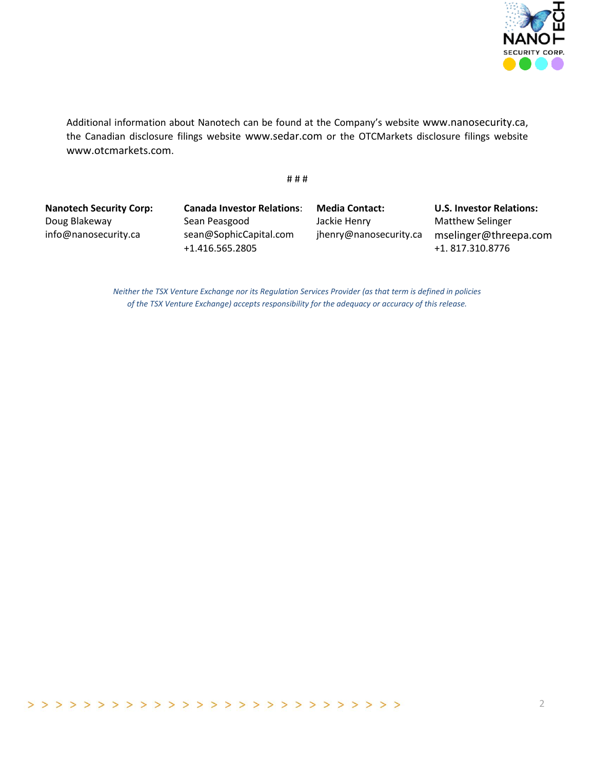Additional information about Nanotech can be found at the Company's website www.nanosecurity.ca, the Canadian disclosure filings website www.sedar.com or the OTCMarkets disclosure filings website www.otcmarkets.com.

# # #

| **Nanotech Security Corp:** | **Canada Investor Relations**: | **Media Contact:** | **U.S. Investor Relations:** |
|---|---|---|---|
| Doug Blakeway | Sean Peasgood | Jackie Henry | Matthew Selinger |
| info@nanosecurity.ca | sean@SophicCapital.com | jhenry@nanosecurity.ca | mselinger@threepa.com |
| | +1.416.565.2805 | | +1. 817.310.8776 |

*Neither the TSX Venture Exchange nor its Regulation Services Provider (as that term is defined in policies of the TSX Venture Exchange) accepts responsibility for the adequacy or accuracy of this release.*